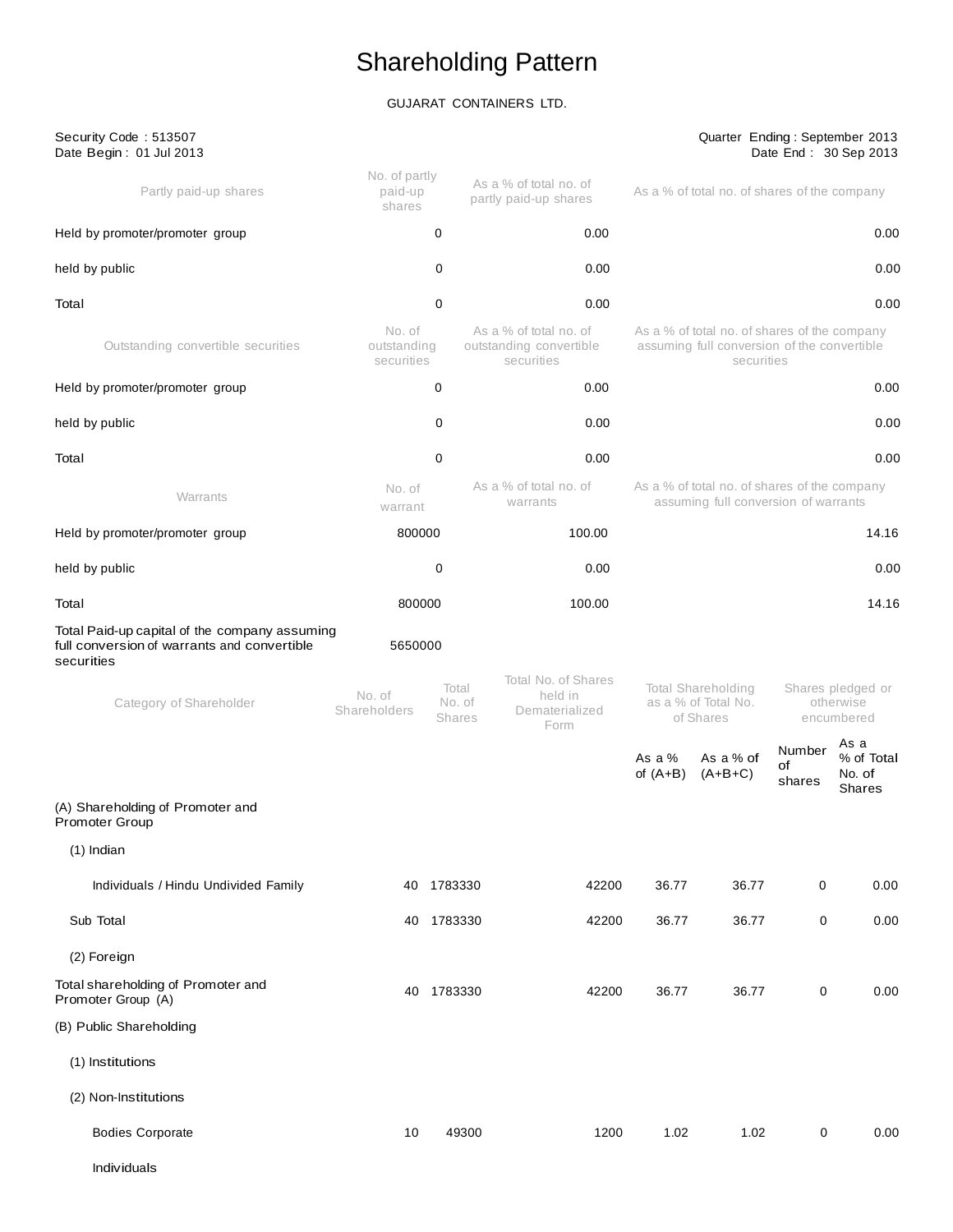# Shareholding Pattern

GUJARAT CONTAINERS LTD.

Security Code : 513507
Date Begin : 01 Jul 2013

Quarter Ending : September 2013
Date End : 30 Sep 2013

| Partly paid-up shares | No. of partly paid-up shares | As a % of total no. of partly paid-up shares | As a % of total no. of shares of the company |
|---|---|---|---|
| Held by promoter/promoter group | 0 | 0.00 | 0.00 |
| held by public | 0 | 0.00 | 0.00 |
| Total | 0 | 0.00 | 0.00 |
| **Outstanding convertible securities** | **No. of outstanding securities** | **As a % of total no. of outstanding convertible securities** | **As a % of total no. of shares of the company assuming full conversion of the convertible securities** |
| Held by promoter/promoter group | 0 | 0.00 | 0.00 |
| held by public | 0 | 0.00 | 0.00 |
| Total | 0 | 0.00 | 0.00 |
| **Warrants** | **No. of warrant** | **As a % of total no. of warrants** | **As a % of total no. of shares of the company assuming full conversion of warrants** |
| Held by promoter/promoter group | 800000 | 100.00 | 14.16 |
| held by public | 0 | 0.00 | 0.00 |
| Total | 800000 | 100.00 | 14.16 |
| Total Paid-up capital of the company assuming full conversion of warrants and convertible securities | 5650000 | | |

| Category of Shareholder | No. of Shareholders | Total No. of Shares | Total No. of Shares held in Dematerialized Form | Total Shareholding as a % of Total No. of Shares | | Shares pledged or otherwise encumbered | |
|---|---|---|---|---|---|---|---|
| | | | | As a % of (A+B) | As a % of (A+B+C) | Number of shares | As a % of Total No. of Shares |
| (A) Shareholding of Promoter and Promoter Group | | | | | | | |
| (1) Indian | | | | | | | |
| Individuals / Hindu Undivided Family | 40 | 1783330 | 42200 | 36.77 | 36.77 | 0 | 0.00 |
| Sub Total | 40 | 1783330 | 42200 | 36.77 | 36.77 | 0 | 0.00 |
| (2) Foreign | | | | | | | |
| Total shareholding of Promoter and Promoter Group (A) | 40 | 1783330 | 42200 | 36.77 | 36.77 | 0 | 0.00 |
| (B) Public Shareholding | | | | | | | |
| (1) Institutions | | | | | | | |
| (2) Non-Institutions | | | | | | | |
| Bodies Corporate | 10 | 49300 | 1200 | 1.02 | 1.02 | 0 | 0.00 |
| Individuals | | | | | | | |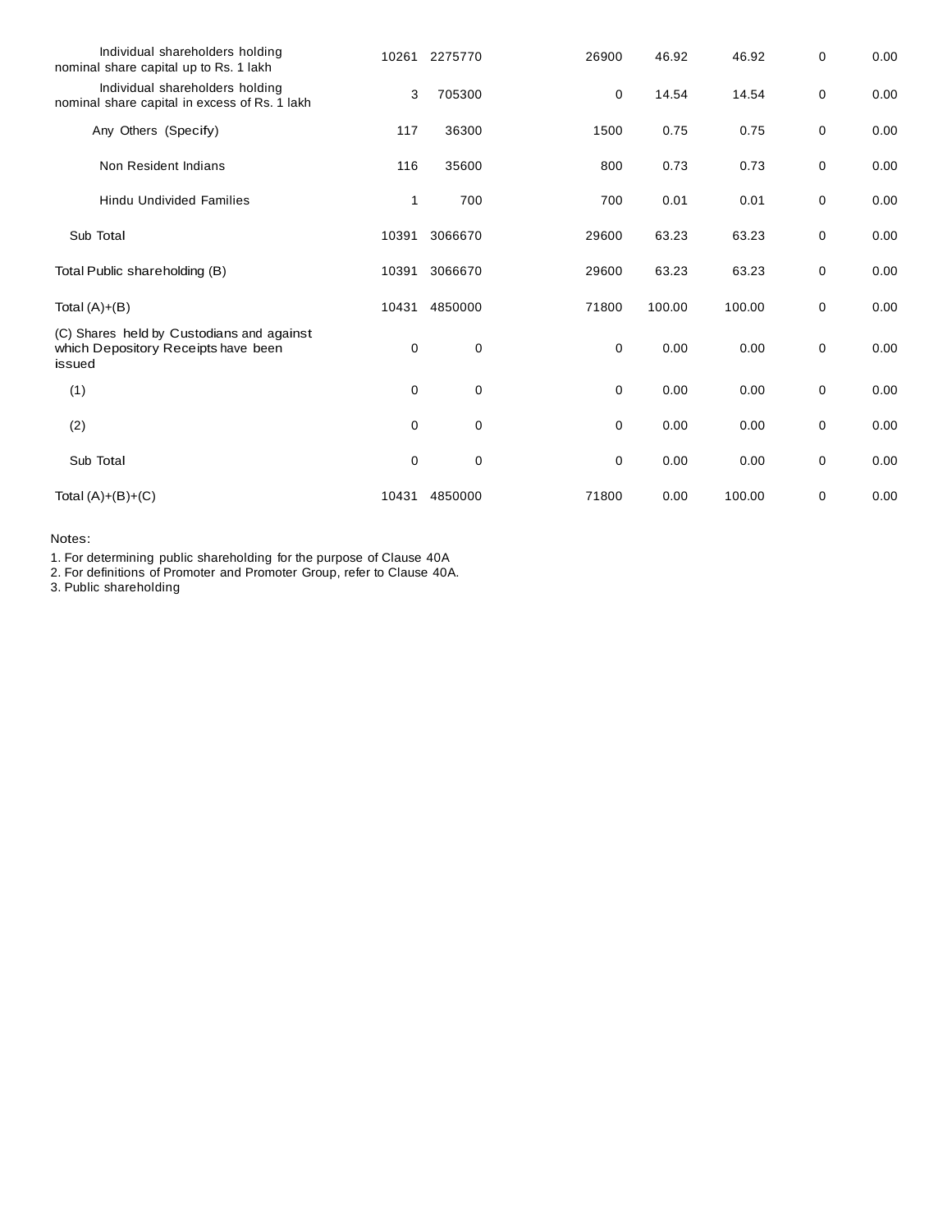| | | | | | | | |
|---|---|---|---|---|---|---|---|
| Individual shareholders holding nominal share capital up to Rs. 1 lakh | 10261 | 2275770 | 26900 | 46.92 | 46.92 | 0 | 0.00 |
| Individual shareholders holding nominal share capital in excess of Rs. 1 lakh | 3 | 705300 | 0 | 14.54 | 14.54 | 0 | 0.00 |
| Any Others (Specify) | 117 | 36300 | 1500 | 0.75 | 0.75 | 0 | 0.00 |
| Non Resident Indians | 116 | 35600 | 800 | 0.73 | 0.73 | 0 | 0.00 |
| Hindu Undivided Families | 1 | 700 | 700 | 0.01 | 0.01 | 0 | 0.00 |
| Sub Total | 10391 | 3066670 | 29600 | 63.23 | 63.23 | 0 | 0.00 |
| Total Public shareholding (B) | 10391 | 3066670 | 29600 | 63.23 | 63.23 | 0 | 0.00 |
| Total (A)+(B) | 10431 | 4850000 | 71800 | 100.00 | 100.00 | 0 | 0.00 |
| (C) Shares held by Custodians and against which Depository Receipts have been issued | 0 | 0 | 0 | 0.00 | 0.00 | 0 | 0.00 |
| (1) | 0 | 0 | 0 | 0.00 | 0.00 | 0 | 0.00 |
| (2) | 0 | 0 | 0 | 0.00 | 0.00 | 0 | 0.00 |
| Sub Total | 0 | 0 | 0 | 0.00 | 0.00 | 0 | 0.00 |
| Total (A)+(B)+(C) | 10431 | 4850000 | 71800 | 0.00 | 100.00 | 0 | 0.00 |

Notes:

1. For determining public shareholding for the purpose of Clause 40A
2. For definitions of Promoter and Promoter Group, refer to Clause 40A.
3. Public shareholding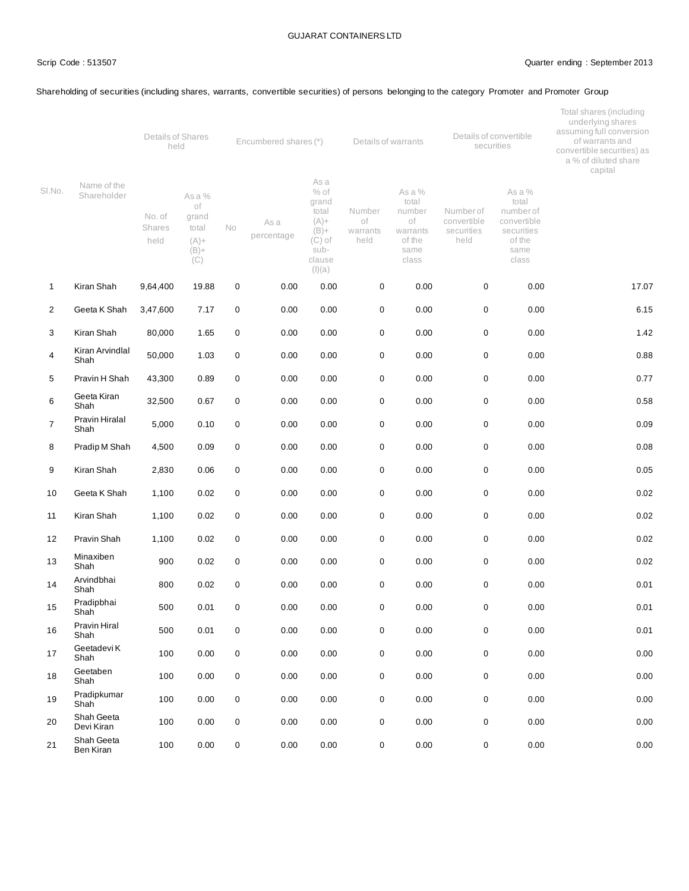GUJARAT CONTAINERS LTD

Scrip Code : 513507

Quarter ending : September 2013

Shareholding of securities (including shares, warrants, convertible securities) of persons belonging to the category Promoter and Promoter Group

| Sl.No. | Name of the Shareholder | Details of Shares held | | Encumbered shares (*) | | | Details of warrants | | Details of convertible securities | | Total shares (including underlying shares assuming full conversion of warrants and convertible securities) as a % of diluted share capital |
|---|---|---|---|---|---|---|---|---|---|---|---|
| | | No. of Shares held | As a % of grand total (A)+(B)+(C) | No | As a percentage | As a % of grand total (A)+(B)+(C) of sub-clause (I)(a) | Number of warrants held | As a % total number of warrants of the same class | Number of convertible securities held | As a % total number of convertible securities of the same class | |
| 1 | Kiran Shah | 9,64,400 | 19.88 | 0 | 0.00 | 0.00 | 0 | 0.00 | 0 | 0.00 | 17.07 |
| 2 | Geeta K Shah | 3,47,600 | 7.17 | 0 | 0.00 | 0.00 | 0 | 0.00 | 0 | 0.00 | 6.15 |
| 3 | Kiran Shah | 80,000 | 1.65 | 0 | 0.00 | 0.00 | 0 | 0.00 | 0 | 0.00 | 1.42 |
| 4 | Kiran Arvindlal Shah | 50,000 | 1.03 | 0 | 0.00 | 0.00 | 0 | 0.00 | 0 | 0.00 | 0.88 |
| 5 | Pravin H Shah | 43,300 | 0.89 | 0 | 0.00 | 0.00 | 0 | 0.00 | 0 | 0.00 | 0.77 |
| 6 | Geeta Kiran Shah | 32,500 | 0.67 | 0 | 0.00 | 0.00 | 0 | 0.00 | 0 | 0.00 | 0.58 |
| 7 | Pravin Hiralal Shah | 5,000 | 0.10 | 0 | 0.00 | 0.00 | 0 | 0.00 | 0 | 0.00 | 0.09 |
| 8 | Pradip M Shah | 4,500 | 0.09 | 0 | 0.00 | 0.00 | 0 | 0.00 | 0 | 0.00 | 0.08 |
| 9 | Kiran Shah | 2,830 | 0.06 | 0 | 0.00 | 0.00 | 0 | 0.00 | 0 | 0.00 | 0.05 |
| 10 | Geeta K Shah | 1,100 | 0.02 | 0 | 0.00 | 0.00 | 0 | 0.00 | 0 | 0.00 | 0.02 |
| 11 | Kiran Shah | 1,100 | 0.02 | 0 | 0.00 | 0.00 | 0 | 0.00 | 0 | 0.00 | 0.02 |
| 12 | Pravin Shah | 1,100 | 0.02 | 0 | 0.00 | 0.00 | 0 | 0.00 | 0 | 0.00 | 0.02 |
| 13 | Minaxiben Shah | 900 | 0.02 | 0 | 0.00 | 0.00 | 0 | 0.00 | 0 | 0.00 | 0.02 |
| 14 | Arvindbhai Shah | 800 | 0.02 | 0 | 0.00 | 0.00 | 0 | 0.00 | 0 | 0.00 | 0.01 |
| 15 | Pradipbhai Shah | 500 | 0.01 | 0 | 0.00 | 0.00 | 0 | 0.00 | 0 | 0.00 | 0.01 |
| 16 | Pravin Hiral Shah | 500 | 0.01 | 0 | 0.00 | 0.00 | 0 | 0.00 | 0 | 0.00 | 0.01 |
| 17 | Geetadevi K Shah | 100 | 0.00 | 0 | 0.00 | 0.00 | 0 | 0.00 | 0 | 0.00 | 0.00 |
| 18 | Geetaben Shah | 100 | 0.00 | 0 | 0.00 | 0.00 | 0 | 0.00 | 0 | 0.00 | 0.00 |
| 19 | Pradipkumar Shah | 100 | 0.00 | 0 | 0.00 | 0.00 | 0 | 0.00 | 0 | 0.00 | 0.00 |
| 20 | Shah Geeta Devi Kiran | 100 | 0.00 | 0 | 0.00 | 0.00 | 0 | 0.00 | 0 | 0.00 | 0.00 |
| 21 | Shah Geeta Ben Kiran | 100 | 0.00 | 0 | 0.00 | 0.00 | 0 | 0.00 | 0 | 0.00 | 0.00 |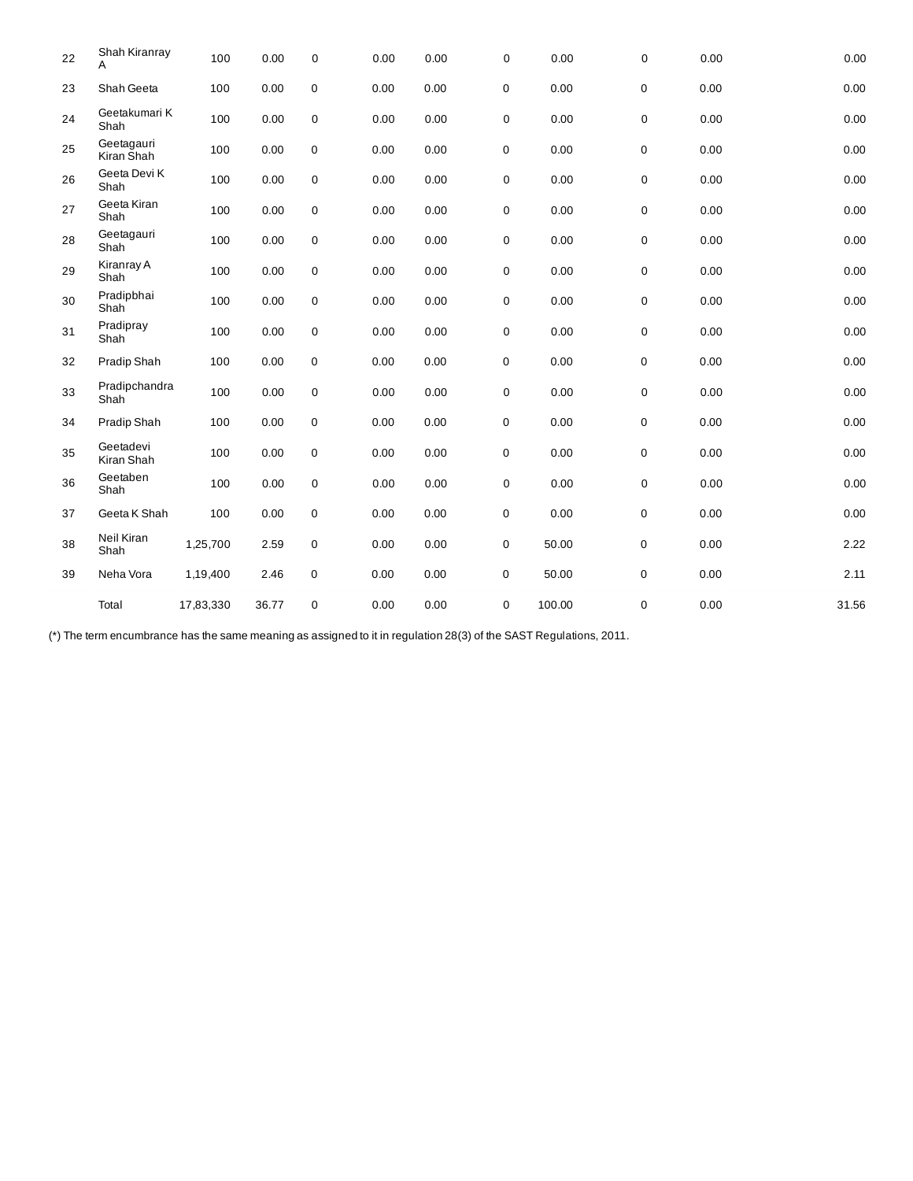| | | | | | | | | | | | |
|---|---|---|---|---|---|---|---|---|---|---|---|
| 22 | Shah Kiranray A | 100 | 0.00 | 0 | 0.00 | 0.00 | 0 | 0.00 | 0 | 0.00 | 0.00 |
| 23 | Shah Geeta | 100 | 0.00 | 0 | 0.00 | 0.00 | 0 | 0.00 | 0 | 0.00 | 0.00 |
| 24 | Geetakumari K Shah | 100 | 0.00 | 0 | 0.00 | 0.00 | 0 | 0.00 | 0 | 0.00 | 0.00 |
| 25 | Geetagauri Kiran Shah | 100 | 0.00 | 0 | 0.00 | 0.00 | 0 | 0.00 | 0 | 0.00 | 0.00 |
| 26 | Geeta Devi K Shah | 100 | 0.00 | 0 | 0.00 | 0.00 | 0 | 0.00 | 0 | 0.00 | 0.00 |
| 27 | Geeta Kiran Shah | 100 | 0.00 | 0 | 0.00 | 0.00 | 0 | 0.00 | 0 | 0.00 | 0.00 |
| 28 | Geetagauri Shah | 100 | 0.00 | 0 | 0.00 | 0.00 | 0 | 0.00 | 0 | 0.00 | 0.00 |
| 29 | Kiranray A Shah | 100 | 0.00 | 0 | 0.00 | 0.00 | 0 | 0.00 | 0 | 0.00 | 0.00 |
| 30 | Pradipbhai Shah | 100 | 0.00 | 0 | 0.00 | 0.00 | 0 | 0.00 | 0 | 0.00 | 0.00 |
| 31 | Pradipray Shah | 100 | 0.00 | 0 | 0.00 | 0.00 | 0 | 0.00 | 0 | 0.00 | 0.00 |
| 32 | Pradip Shah | 100 | 0.00 | 0 | 0.00 | 0.00 | 0 | 0.00 | 0 | 0.00 | 0.00 |
| 33 | Pradipchandra Shah | 100 | 0.00 | 0 | 0.00 | 0.00 | 0 | 0.00 | 0 | 0.00 | 0.00 |
| 34 | Pradip Shah | 100 | 0.00 | 0 | 0.00 | 0.00 | 0 | 0.00 | 0 | 0.00 | 0.00 |
| 35 | Geetadevi Kiran Shah | 100 | 0.00 | 0 | 0.00 | 0.00 | 0 | 0.00 | 0 | 0.00 | 0.00 |
| 36 | Geetaben Shah | 100 | 0.00 | 0 | 0.00 | 0.00 | 0 | 0.00 | 0 | 0.00 | 0.00 |
| 37 | Geeta K Shah | 100 | 0.00 | 0 | 0.00 | 0.00 | 0 | 0.00 | 0 | 0.00 | 0.00 |
| 38 | Neil Kiran Shah | 1,25,700 | 2.59 | 0 | 0.00 | 0.00 | 0 | 50.00 | 0 | 0.00 | 2.22 |
| 39 | Neha Vora | 1,19,400 | 2.46 | 0 | 0.00 | 0.00 | 0 | 50.00 | 0 | 0.00 | 2.11 |
| | Total | 17,83,330 | 36.77 | 0 | 0.00 | 0.00 | 0 | 100.00 | 0 | 0.00 | 31.56 |

(*) The term encumbrance has the same meaning as assigned to it in regulation 28(3) of the SAST Regulations, 2011.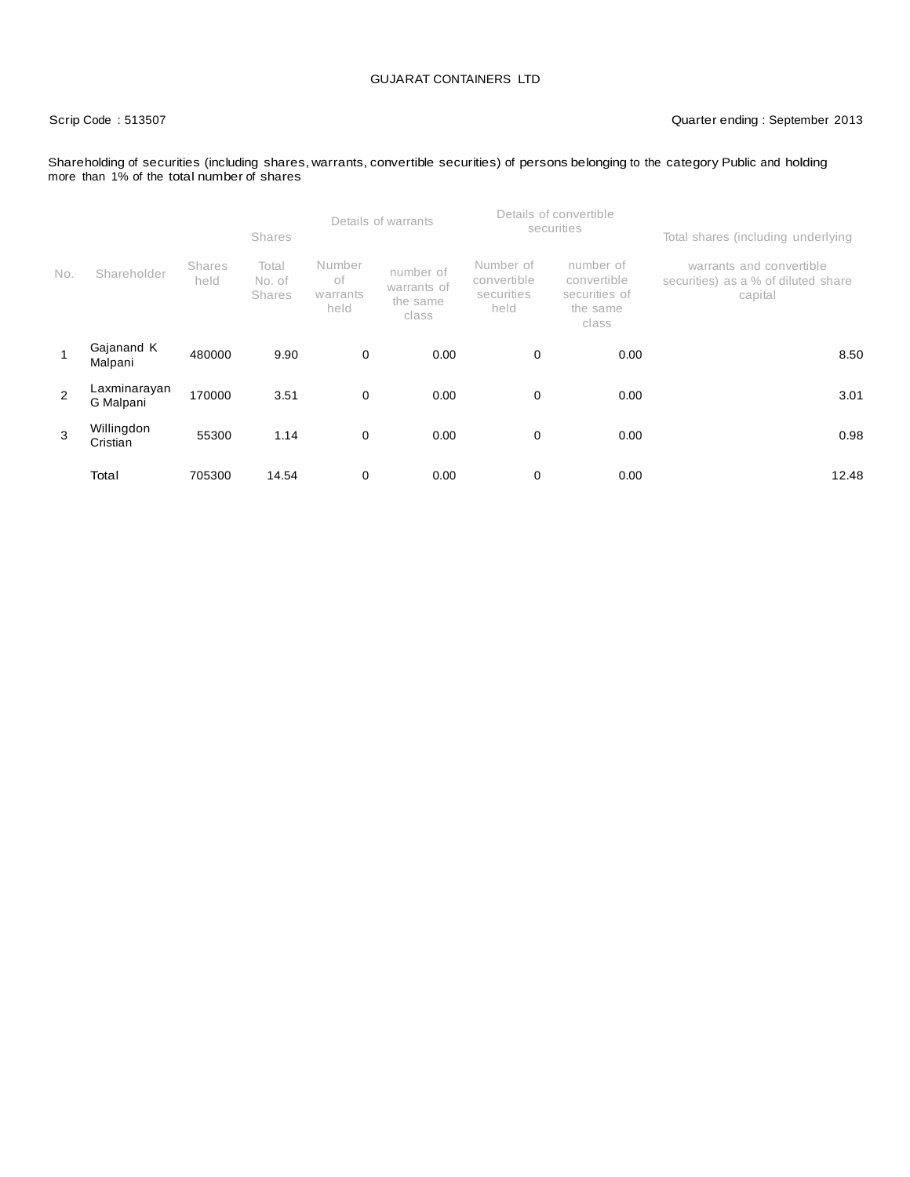GUJARAT CONTAINERS LTD

Scrip Code : 513507

Quarter ending : September 2013

Shareholding of securities (including shares, warrants, convertible securities) of persons belonging to the category Public and holding more than 1% of the total number of shares

| | | | Shares | Details of warrants | | Details of convertible securities | | Total shares (including underlying |
|---|---|---|---|---|---|---|---|---|
| No. | Shareholder | Shares held | Total No. of Shares | Number of warrants held | number of warrants of the same class | Number of convertible securities held | number of convertible securities of the same class | warrants and convertible securities) as a % of diluted share capital |
| 1 | Gajanand K Malpani | 480000 | 9.90 | 0 | 0.00 | 0 | 0.00 | 8.50 |
| 2 | Laxminarayan G Malpani | 170000 | 3.51 | 0 | 0.00 | 0 | 0.00 | 3.01 |
| 3 | Willingdon Cristian | 55300 | 1.14 | 0 | 0.00 | 0 | 0.00 | 0.98 |
| | Total | 705300 | 14.54 | 0 | 0.00 | 0 | 0.00 | 12.48 |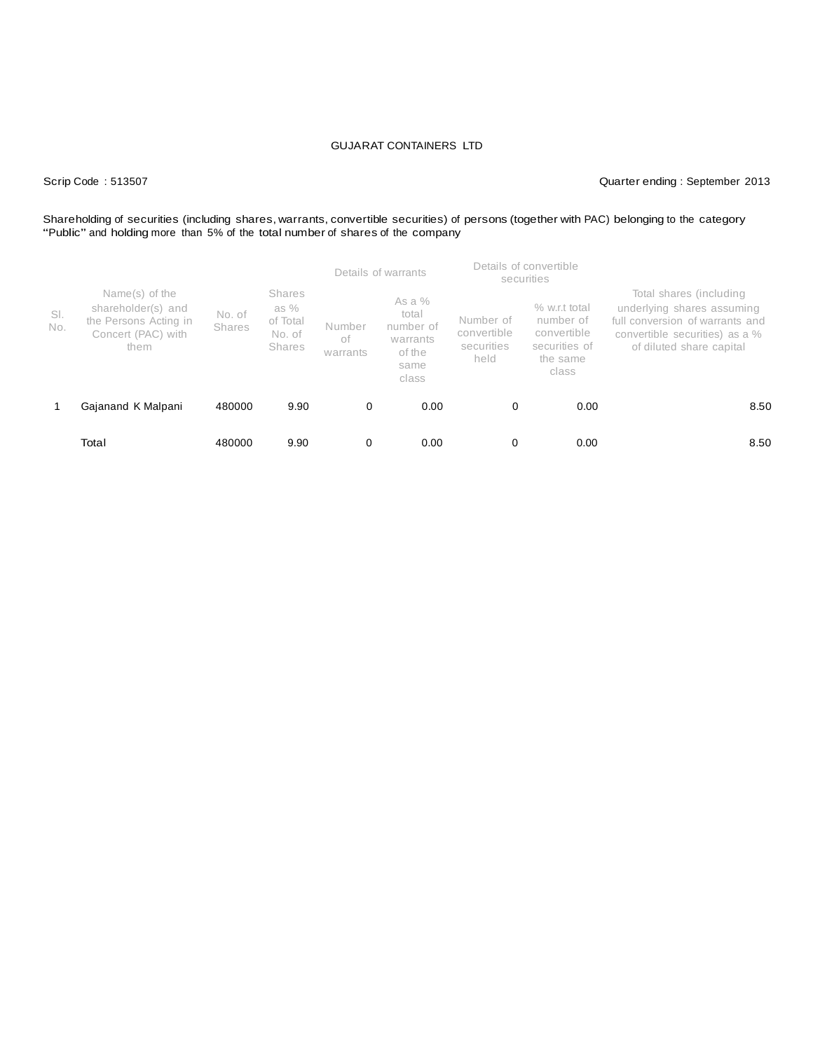GUJARAT CONTAINERS LTD

Scrip Code : 513507

Quarter ending : September 2013

Shareholding of securities (including shares, warrants, convertible securities) of persons (together with PAC) belonging to the category "Public" and holding more than 5% of the total number of shares of the company

| Sl. No. | Name(s) of the shareholder(s) and the Persons Acting in Concert (PAC) with them | No. of Shares | Shares as % of Total No. of Shares | Details of warrants | | Details of convertible securities | | Total shares (including underlying shares assuming full conversion of warrants and convertible securities) as a % of diluted share capital |
|---|---|---|---|---|---|---|---|---|
| | | | | Number of warrants | As a % total number of warrants of the same class | Number of convertible securities held | % w.r.t total number of convertible securities of the same class | |
| 1 | Gajanand K Malpani | 480000 | 9.90 | 0 | 0.00 | 0 | 0.00 | 8.50 |
| | Total | 480000 | 9.90 | 0 | 0.00 | 0 | 0.00 | 8.50 |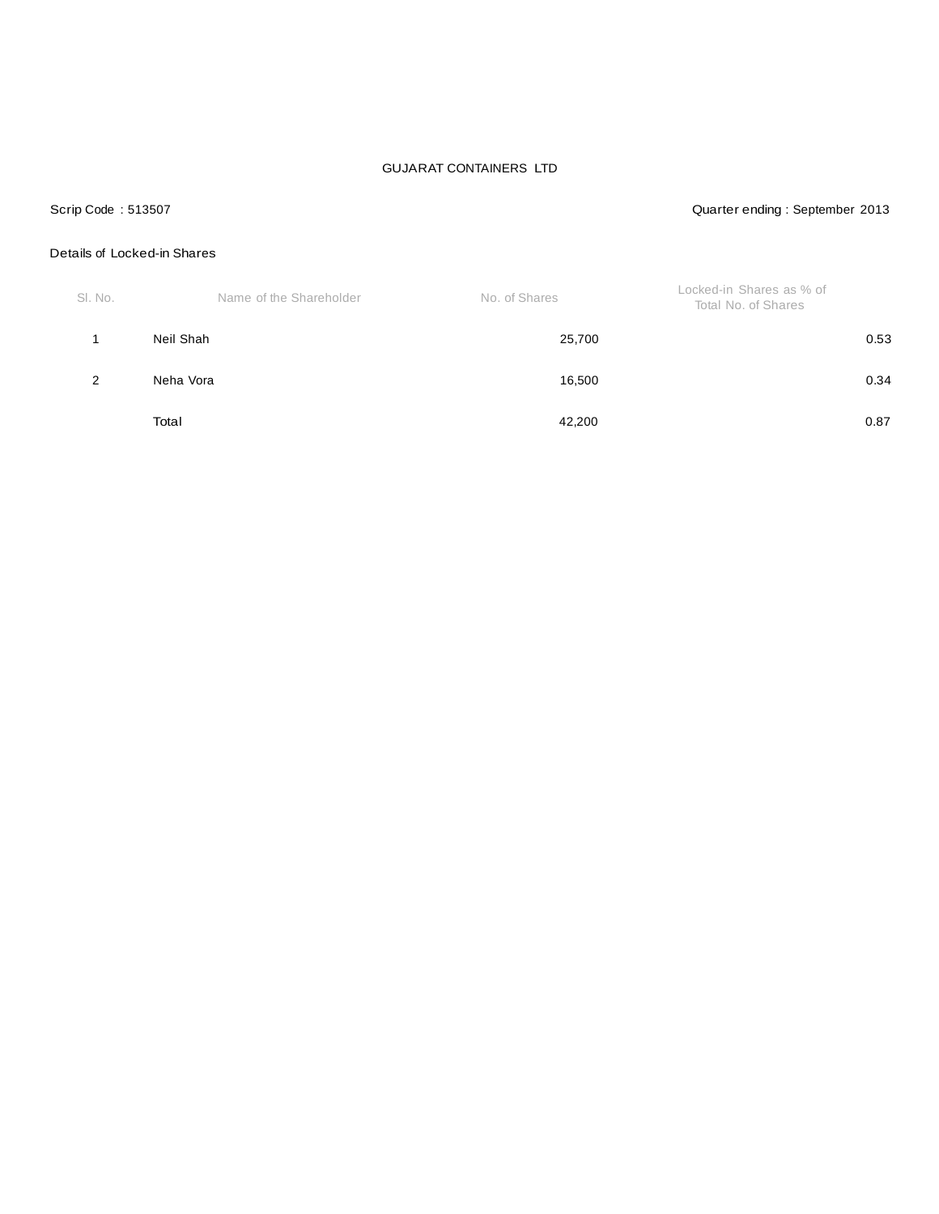GUJARAT CONTAINERS LTD

Scrip Code : 513507

Quarter ending : September 2013

Details of Locked-in Shares

| Sl. No. | Name of the Shareholder | No. of Shares | Locked-in Shares as % of Total No. of Shares |
|---|---|---|---|
| 1 | Neil Shah | 25,700 | 0.53 |
| 2 | Neha Vora | 16,500 | 0.34 |
| | Total | 42,200 | 0.87 |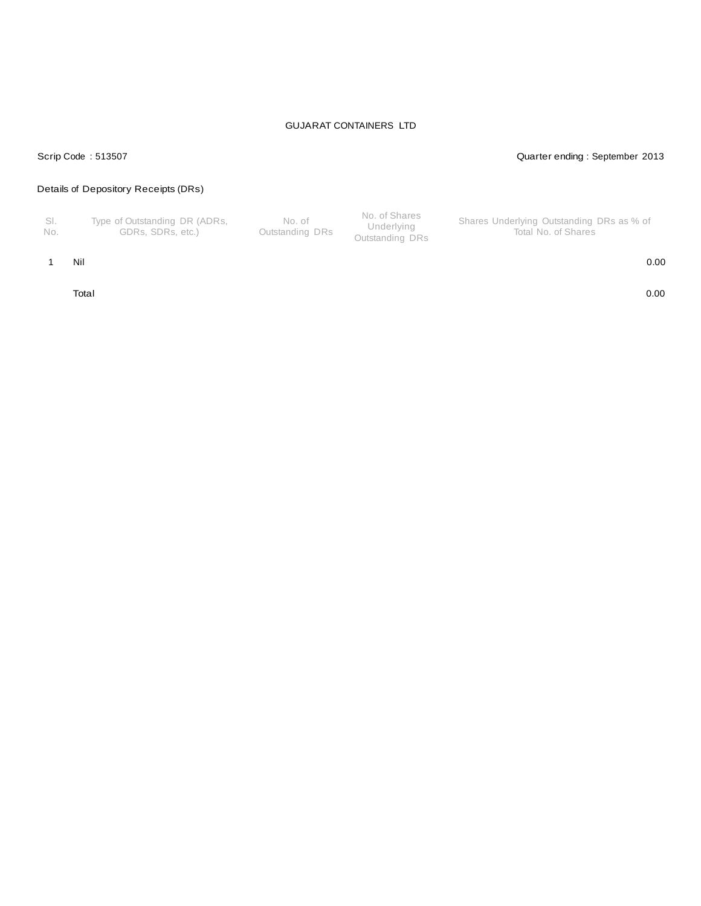GUJARAT CONTAINERS LTD

Scrip Code : 513507

Quarter ending : September 2013

Details of Depository Receipts (DRs)

| Sl. No. | Type of Outstanding DR (ADRs, GDRs, SDRs, etc.) | No. of Outstanding DRs | No. of Shares Underlying Outstanding DRs | Shares Underlying Outstanding DRs as % of Total No. of Shares |
|---|---|---|---|---|
| 1 | Nil | | | 0.00 |
| | Total | | | 0.00 |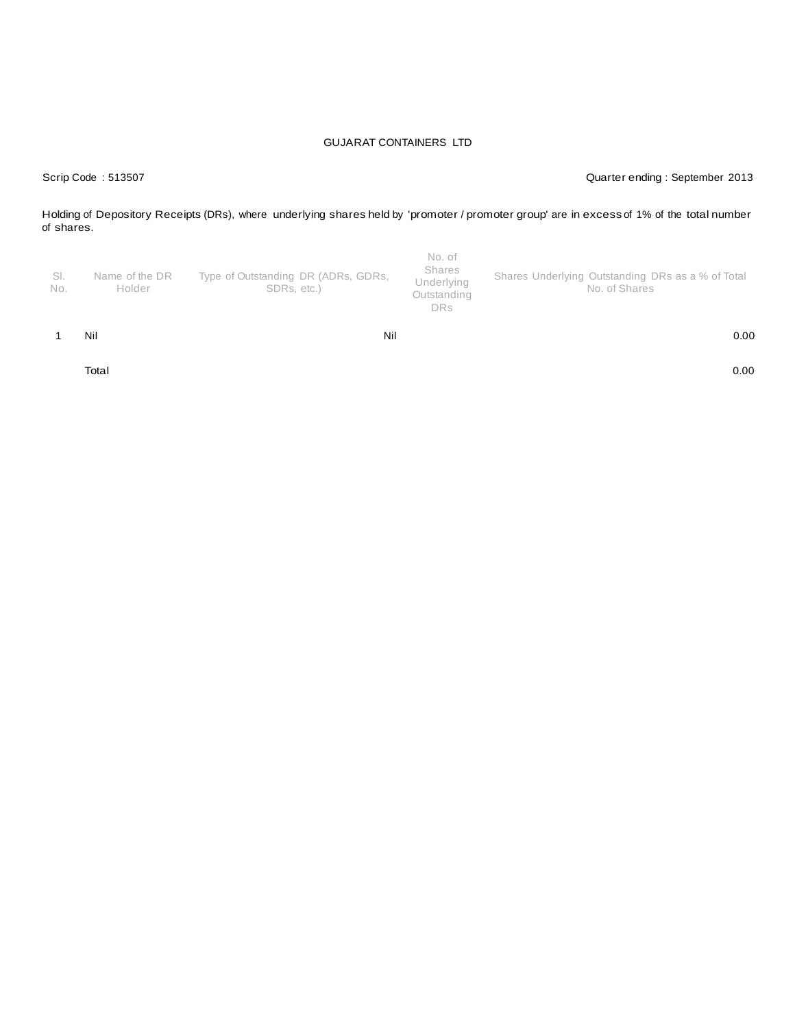GUJARAT CONTAINERS LTD

Scrip Code : 513507

Quarter ending : September 2013

Holding of Depository Receipts (DRs), where underlying shares held by 'promoter / promoter group' are in excess of 1% of the total number of shares.

| Sl. No. | Name of the DR Holder | Type of Outstanding DR (ADRs, GDRs, SDRs, etc.) | No. of Shares Underlying Outstanding DRs | Shares Underlying Outstanding DRs as a % of Total No. of Shares |
|---|---|---|---|---|
| 1 | Nil | Nil | | 0.00 |
| | Total | | | 0.00 |